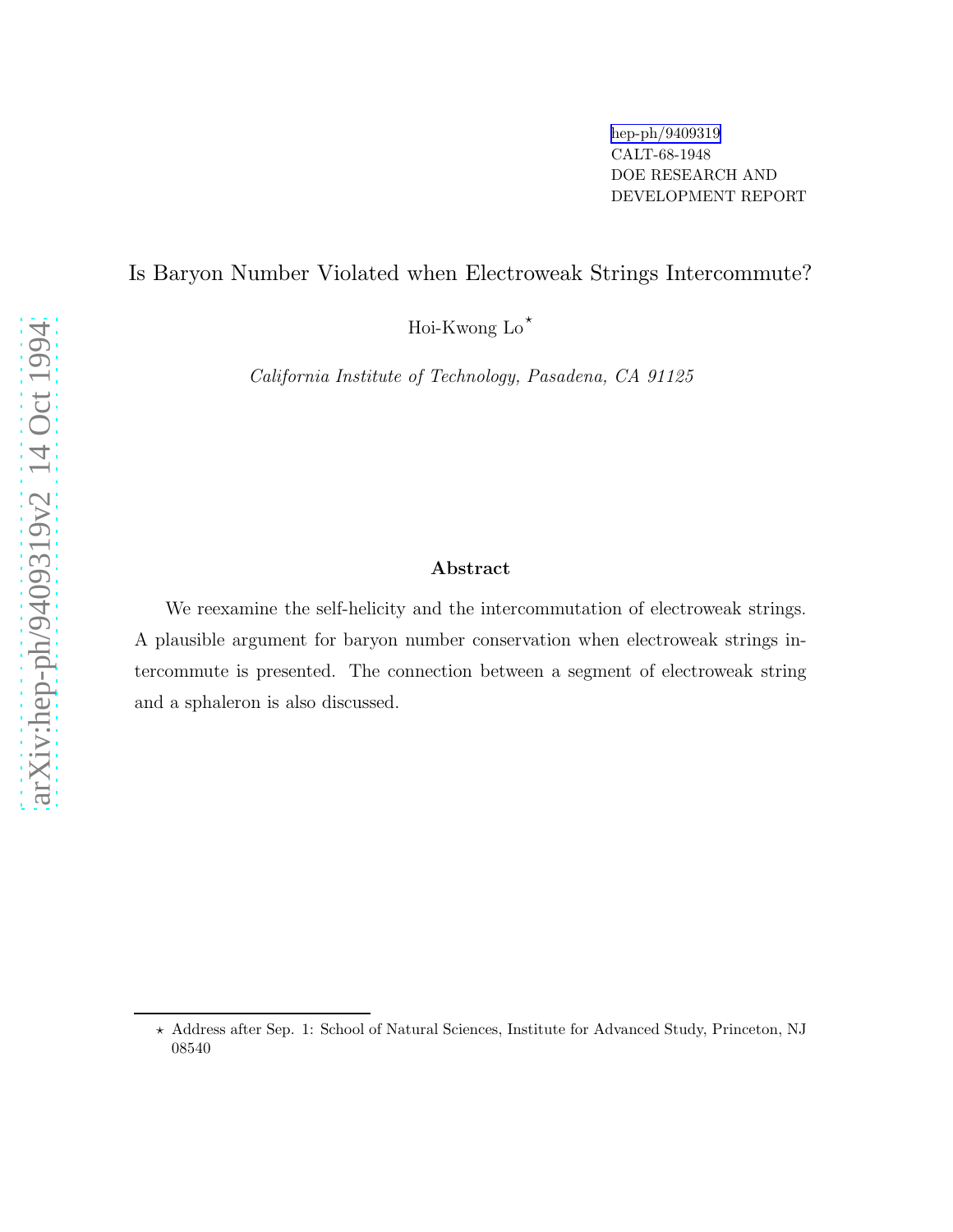hep-ph/9409319
CALT-68-1948
DOE RESEARCH AND
DEVELOPMENT REPORT

# Is Baryon Number Violated when Electroweak Strings Intercommute?

Hoi-Kwong Lo[⋆]

*California Institute of Technology, Pasadena, CA 91125*

## Abstract

We reexamine the self-helicity and the intercommutation of electroweak strings. A plausible argument for baryon number conservation when electroweak strings intercommute is presented. The connection between a segment of electroweak string and a sphaleron is also discussed.

---

⋆ Address after Sep. 1: School of Natural Sciences, Institute for Advanced Study, Princeton, NJ 08540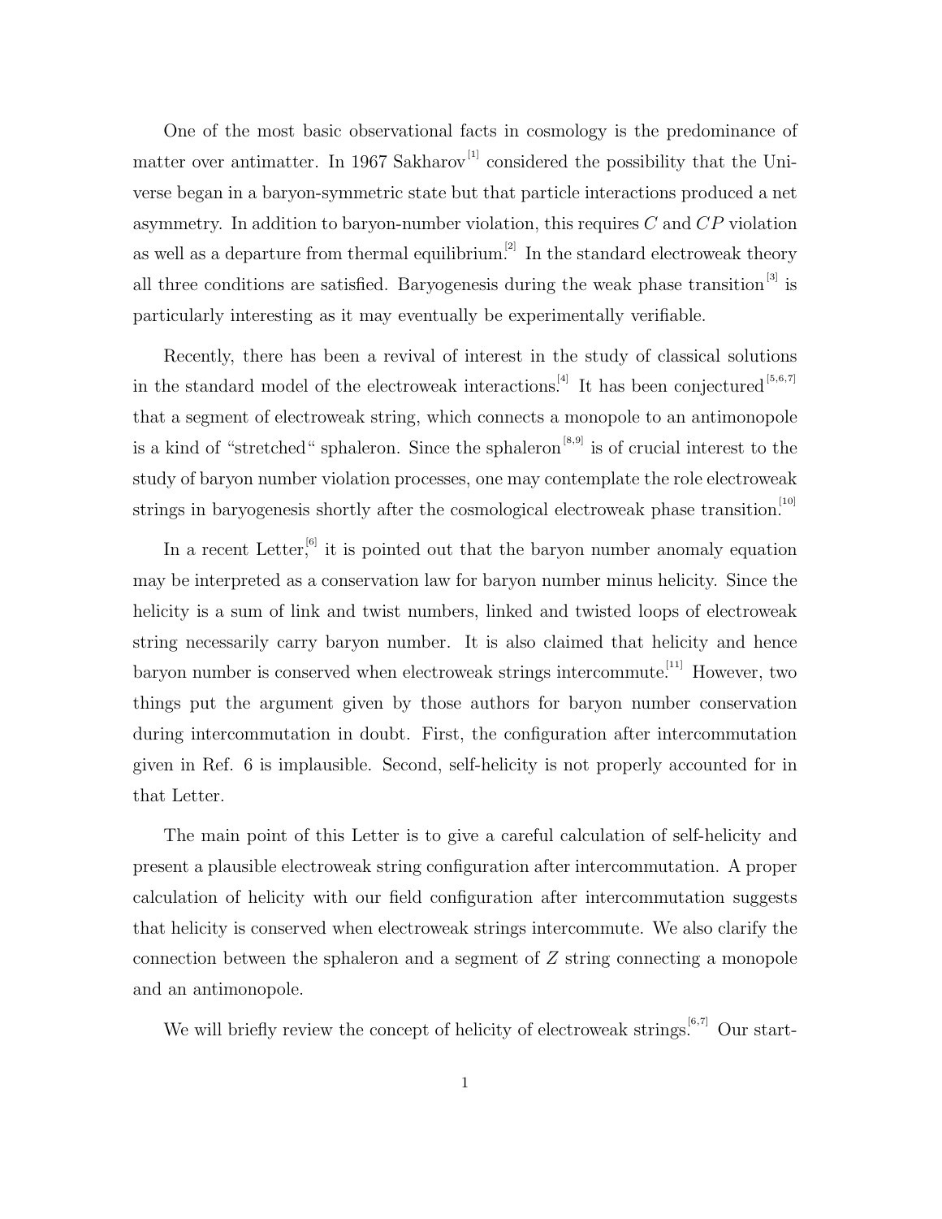One of the most basic observational facts in cosmology is the predominance of matter over antimatter. In 1967 Sakharov[1] considered the possibility that the Universe began in a baryon-symmetric state but that particle interactions produced a net asymmetry. In addition to baryon-number violation, this requires $C$ and $CP$ violation as well as a departure from thermal equilibrium.[2] In the standard electroweak theory all three conditions are satisfied. Baryogenesis during the weak phase transition[3] is particularly interesting as it may eventually be experimentally verifiable.

Recently, there has been a revival of interest in the study of classical solutions in the standard model of the electroweak interactions.[4] It has been conjectured[5,6,7] that a segment of electroweak string, which connects a monopole to an antimonopole is a kind of "stretched" sphaleron. Since the sphaleron[8,9] is of crucial interest to the study of baryon number violation processes, one may contemplate the role electroweak strings in baryogenesis shortly after the cosmological electroweak phase transition.[10]

In a recent Letter,[6] it is pointed out that the baryon number anomaly equation may be interpreted as a conservation law for baryon number minus helicity. Since the helicity is a sum of link and twist numbers, linked and twisted loops of electroweak string necessarily carry baryon number. It is also claimed that helicity and hence baryon number is conserved when electroweak strings intercommute.[11] However, two things put the argument given by those authors for baryon number conservation during intercommutation in doubt. First, the configuration after intercommutation given in Ref. 6 is implausible. Second, self-helicity is not properly accounted for in that Letter.

The main point of this Letter is to give a careful calculation of self-helicity and present a plausible electroweak string configuration after intercommutation. A proper calculation of helicity with our field configuration after intercommutation suggests that helicity is conserved when electroweak strings intercommute. We also clarify the connection between the sphaleron and a segment of $Z$ string connecting a monopole and an antimonopole.

We will briefly review the concept of helicity of electroweak strings.[6,7] Our start-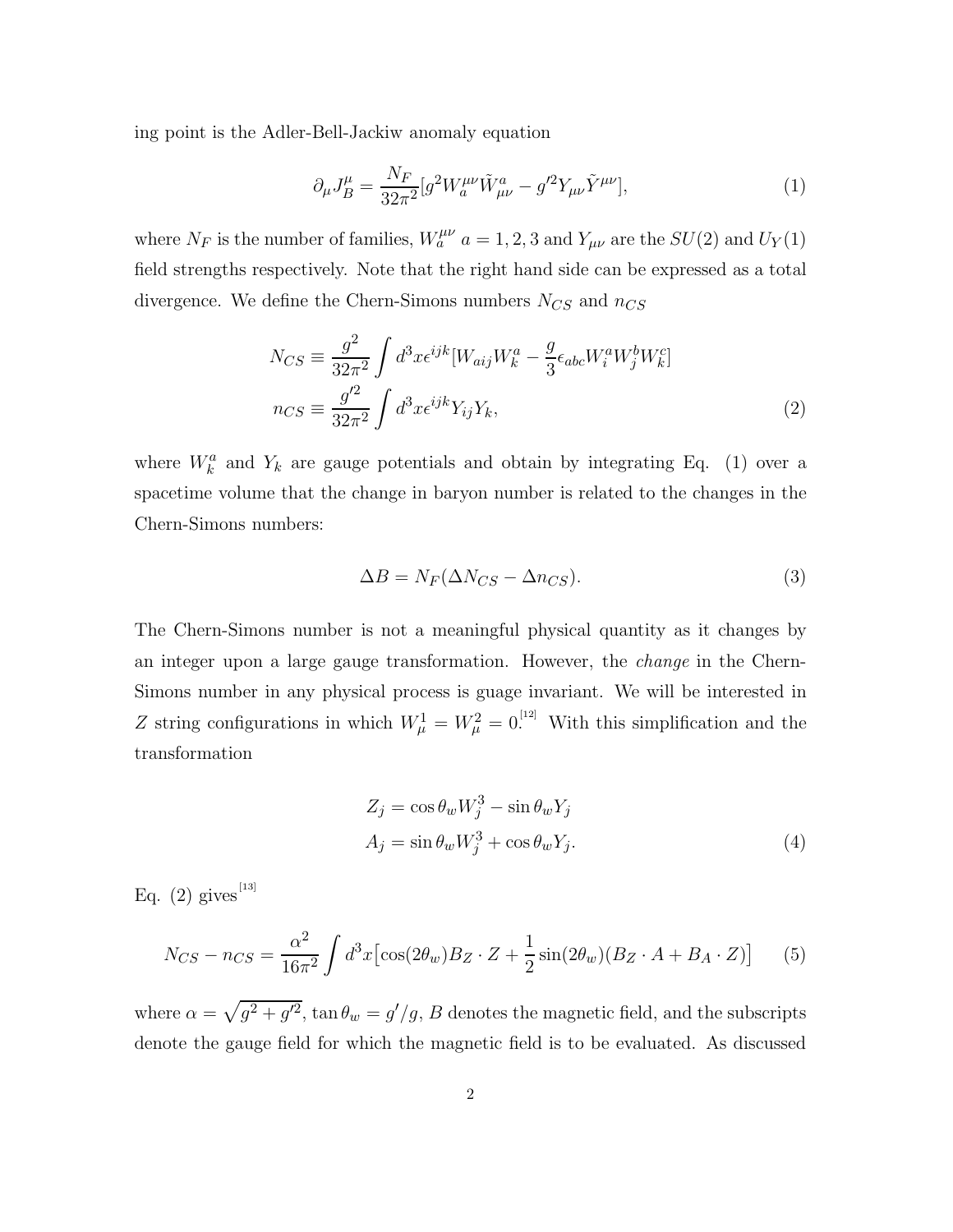ing point is the Adler-Bell-Jackiw anomaly equation

$$\partial_\mu J_B^\mu = \frac{N_F}{32\pi^2}[g^2 W_a^{\mu\nu}\tilde{W}_{\mu\nu}^a - g'^2 Y_{\mu\nu}\tilde{Y}^{\mu\nu}], \tag{1}$$

where $N_F$ is the number of families, $W_a^{\mu\nu}$ $a = 1, 2, 3$ and $Y_{\mu\nu}$ are the $SU(2)$ and $U_Y(1)$ field strengths respectively. Note that the right hand side can be expressed as a total divergence. We define the Chern-Simons numbers $N_{CS}$ and $n_{CS}$

$$\begin{aligned} N_{CS} &\equiv \frac{g^2}{32\pi^2}\int d^3x \epsilon^{ijk}[W_{aij}W_k^a - \frac{g}{3}\epsilon_{abc}W_i^a W_j^b W_k^c] \\ n_{CS} &\equiv \frac{g'^2}{32\pi^2}\int d^3x \epsilon^{ijk} Y_{ij} Y_k, \end{aligned} \tag{2}$$

where $W_k^a$ and $Y_k$ are gauge potentials and obtain by integrating Eq. (1) over a spacetime volume that the change in baryon number is related to the changes in the Chern-Simons numbers:

$$\Delta B = N_F(\Delta N_{CS} - \Delta n_{CS}). \tag{3}$$

The Chern-Simons number is not a meaningful physical quantity as it changes by an integer upon a large gauge transformation. However, the *change* in the Chern-Simons number in any physical process is guage invariant. We will be interested in $Z$ string configurations in which $W_\mu^1 = W_\mu^2 = 0$.[12] With this simplification and the transformation

$$\begin{aligned} Z_j &= \cos\theta_w W_j^3 - \sin\theta_w Y_j \\ A_j &= \sin\theta_w W_j^3 + \cos\theta_w Y_j. \end{aligned} \tag{4}$$

Eq. (2) gives[13]

$$N_{CS} - n_{CS} = \frac{\alpha^2}{16\pi^2}\int d^3x \big[\cos(2\theta_w) B_Z \cdot Z + \frac{1}{2}\sin(2\theta_w)(B_Z \cdot A + B_A \cdot Z)\big] \tag{5}$$

where $\alpha = \sqrt{g^2 + g'^2}$, $\tan\theta_w = g'/g$, $B$ denotes the magnetic field, and the subscripts denote the gauge field for which the magnetic field is to be evaluated. As discussed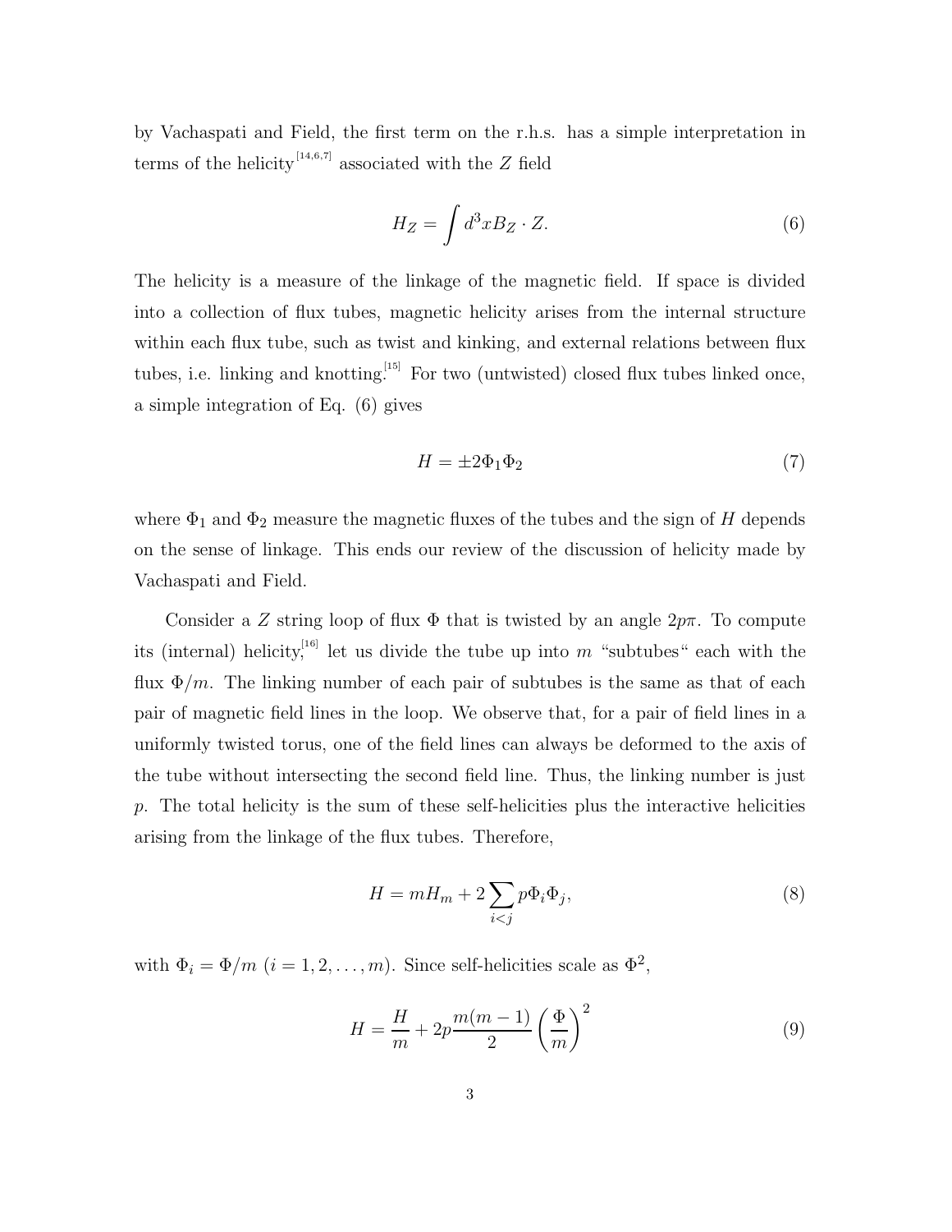by Vachaspati and Field, the first term on the r.h.s. has a simple interpretation in terms of the helicity[14,6,7] associated with the $Z$ field

$$H_Z = \int d^3x B_Z \cdot Z. \tag{6}$$

The helicity is a measure of the linkage of the magnetic field. If space is divided into a collection of flux tubes, magnetic helicity arises from the internal structure within each flux tube, such as twist and kinking, and external relations between flux tubes, i.e. linking and knotting.[15] For two (untwisted) closed flux tubes linked once, a simple integration of Eq. (6) gives

$$H = \pm 2\Phi_1\Phi_2 \tag{7}$$

where $\Phi_1$ and $\Phi_2$ measure the magnetic fluxes of the tubes and the sign of $H$ depends on the sense of linkage. This ends our review of the discussion of helicity made by Vachaspati and Field.

Consider a $Z$ string loop of flux $\Phi$ that is twisted by an angle $2p\pi$. To compute its (internal) helicity,[16] let us divide the tube up into $m$ "subtubes" each with the flux $\Phi/m$. The linking number of each pair of subtubes is the same as that of each pair of magnetic field lines in the loop. We observe that, for a pair of field lines in a uniformly twisted torus, one of the field lines can always be deformed to the axis of the tube without intersecting the second field line. Thus, the linking number is just $p$. The total helicity is the sum of these self-helicities plus the interactive helicities arising from the linkage of the flux tubes. Therefore,

$$H = mH_m + 2\sum_{i<j} p\Phi_i\Phi_j, \tag{8}$$

with $\Phi_i = \Phi/m$ $(i = 1, 2, \ldots, m)$. Since self-helicities scale as $\Phi^2$,

$$H = \frac{H}{m} + 2p\frac{m(m-1)}{2}\left(\frac{\Phi}{m}\right)^2 \tag{9}$$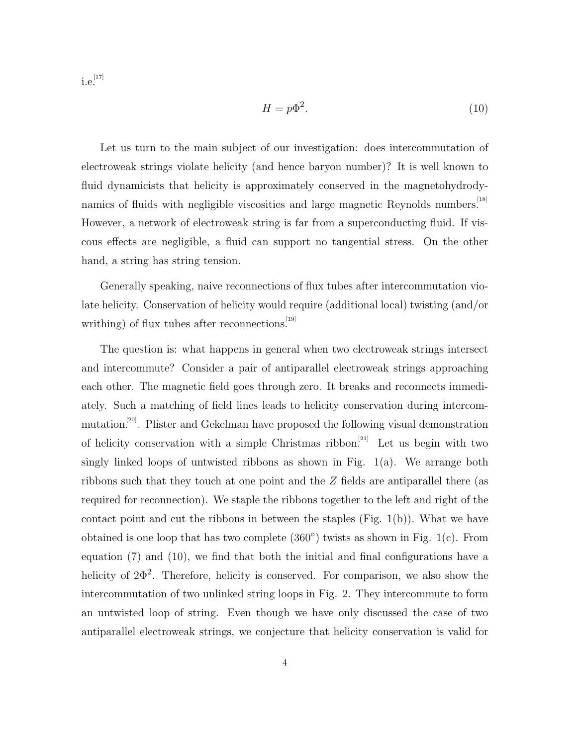i.e.[17]

$$H = p\Phi^2. \tag{10}$$

Let us turn to the main subject of our investigation: does intercommutation of electroweak strings violate helicity (and hence baryon number)? It is well known to fluid dynamicists that helicity is approximately conserved in the magnetohydrodynamics of fluids with negligible viscosities and large magnetic Reynolds numbers.[18] However, a network of electroweak string is far from a superconducting fluid. If viscous effects are negligible, a fluid can support no tangential stress. On the other hand, a string has string tension.

Generally speaking, naive reconnections of flux tubes after intercommutation violate helicity. Conservation of helicity would require (additional local) twisting (and/or writhing) of flux tubes after reconnections.[19]

The question is: what happens in general when two electroweak strings intersect and intercommute? Consider a pair of antiparallel electroweak strings approaching each other. The magnetic field goes through zero. It breaks and reconnects immediately. Such a matching of field lines leads to helicity conservation during intercommutation.[20]. Pfister and Gekelman have proposed the following visual demonstration of helicity conservation with a simple Christmas ribbon.[21] Let us begin with two singly linked loops of untwisted ribbons as shown in Fig. 1(a). We arrange both ribbons such that they touch at one point and the $Z$ fields are antiparallel there (as required for reconnection). We staple the ribbons together to the left and right of the contact point and cut the ribbons in between the staples (Fig. 1(b)). What we have obtained is one loop that has two complete (360°) twists as shown in Fig. 1(c). From equation (7) and (10), we find that both the initial and final configurations have a helicity of $2\Phi^2$. Therefore, helicity is conserved. For comparison, we also show the intercommutation of two unlinked string loops in Fig. 2. They intercommute to form an untwisted loop of string. Even though we have only discussed the case of two antiparallel electroweak strings, we conjecture that helicity conservation is valid for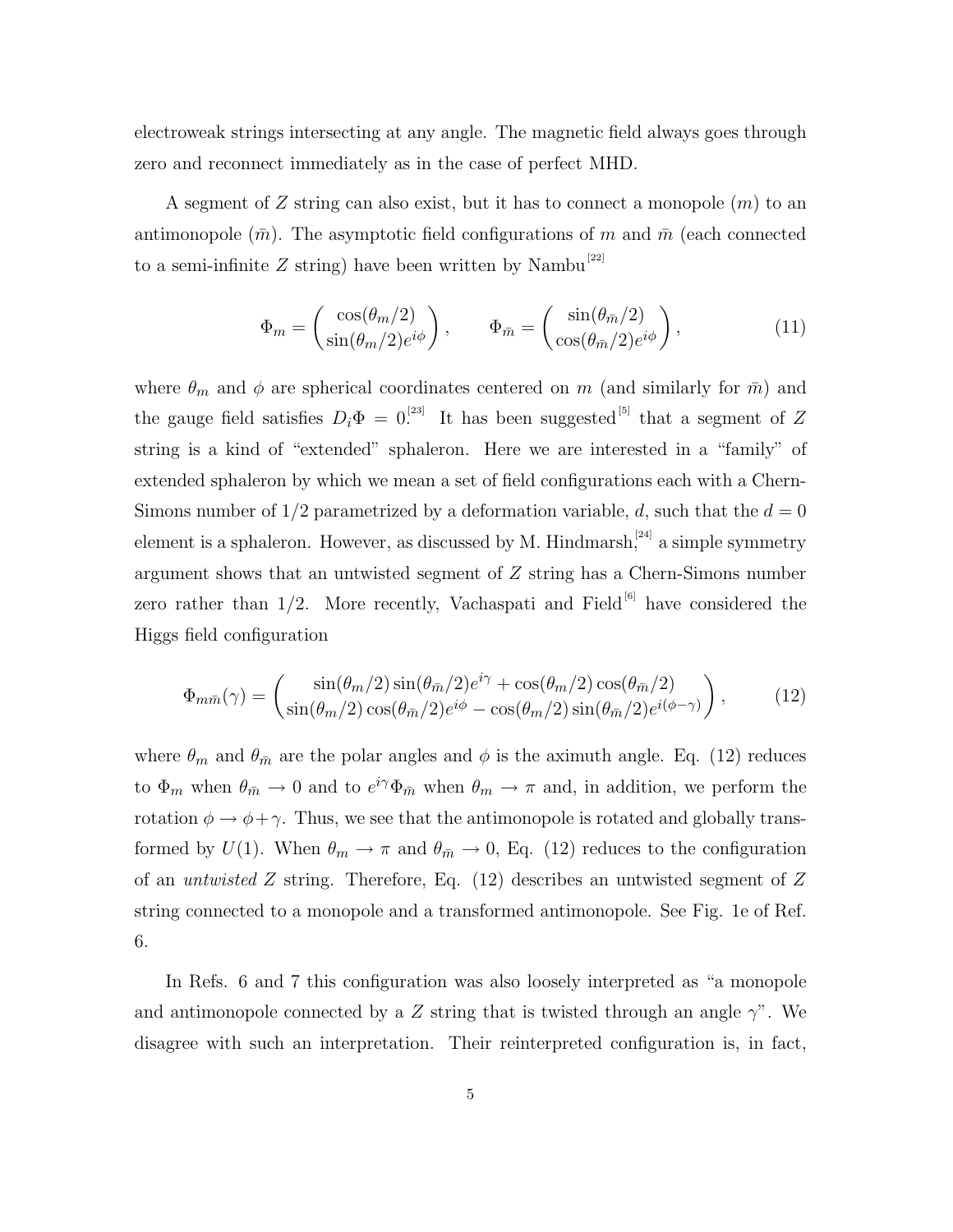electroweak strings intersecting at any angle. The magnetic field always goes through zero and reconnect immediately as in the case of perfect MHD.

A segment of $Z$ string can also exist, but it has to connect a monopole ($m$) to an antimonopole ($\bar{m}$). The asymptotic field configurations of $m$ and $\bar{m}$ (each connected to a semi-infinite $Z$ string) have been written by Nambu[22]

$$\Phi_m = \begin{pmatrix} \cos(\theta_m/2) \\ \sin(\theta_m/2)e^{i\phi} \end{pmatrix}, \qquad \Phi_{\bar{m}} = \begin{pmatrix} \sin(\theta_{\bar{m}}/2) \\ \cos(\theta_{\bar{m}}/2)e^{i\phi} \end{pmatrix}, \tag{11}$$

where $\theta_m$ and $\phi$ are spherical coordinates centered on $m$ (and similarly for $\bar{m}$) and the gauge field satisfies $D_i\Phi = 0$.[23] It has been suggested[5] that a segment of $Z$ string is a kind of "extended" sphaleron. Here we are interested in a "family" of extended sphaleron by which we mean a set of field configurations each with a Chern-Simons number of $1/2$ parametrized by a deformation variable, $d$, such that the $d = 0$ element is a sphaleron. However, as discussed by M. Hindmarsh,[24] a simple symmetry argument shows that an untwisted segment of $Z$ string has a Chern-Simons number zero rather than $1/2$. More recently, Vachaspati and Field[6] have considered the Higgs field configuration

$$\Phi_{m\bar{m}}(\gamma) = \begin{pmatrix} \sin(\theta_m/2)\sin(\theta_{\bar{m}}/2)e^{i\gamma} + \cos(\theta_m/2)\cos(\theta_{\bar{m}}/2) \\ \sin(\theta_m/2)\cos(\theta_{\bar{m}}/2)e^{i\phi} - \cos(\theta_m/2)\sin(\theta_{\bar{m}}/2)e^{i(\phi-\gamma)} \end{pmatrix}, \tag{12}$$

where $\theta_m$ and $\theta_{\bar{m}}$ are the polar angles and $\phi$ is the aximuth angle. Eq. (12) reduces to $\Phi_m$ when $\theta_{\bar{m}} \to 0$ and to $e^{i\gamma}\Phi_{\bar{m}}$ when $\theta_m \to \pi$ and, in addition, we perform the rotation $\phi \to \phi + \gamma$. Thus, we see that the antimonopole is rotated and globally transformed by $U(1)$. When $\theta_m \to \pi$ and $\theta_{\bar{m}} \to 0$, Eq. (12) reduces to the configuration of an *untwisted* $Z$ string. Therefore, Eq. (12) describes an untwisted segment of $Z$ string connected to a monopole and a transformed antimonopole. See Fig. 1e of Ref. 6.

In Refs. 6 and 7 this configuration was also loosely interpreted as "a monopole and antimonopole connected by a $Z$ string that is twisted through an angle $\gamma$". We disagree with such an interpretation. Their reinterpreted configuration is, in fact,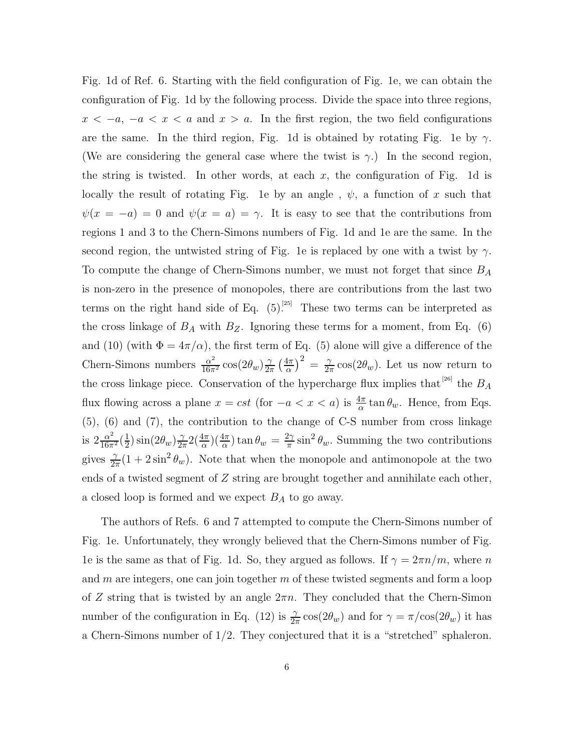Fig. 1d of Ref. 6. Starting with the field configuration of Fig. 1e, we can obtain the configuration of Fig. 1d by the following process. Divide the space into three regions, $x < -a$, $-a < x < a$ and $x > a$. In the first region, the two field configurations are the same. In the third region, Fig. 1d is obtained by rotating Fig. 1e by $\gamma$. (We are considering the general case where the twist is $\gamma$.) In the second region, the string is twisted. In other words, at each $x$, the configuration of Fig. 1d is locally the result of rotating Fig. 1e by an angle , $\psi$, a function of $x$ such that $\psi(x = -a) = 0$ and $\psi(x = a) = \gamma$. It is easy to see that the contributions from regions 1 and 3 to the Chern-Simons numbers of Fig. 1d and 1e are the same. In the second region, the untwisted string of Fig. 1e is replaced by one with a twist by $\gamma$. To compute the change of Chern-Simons number, we must not forget that since $B_A$ is non-zero in the presence of monopoles, there are contributions from the last two terms on the right hand side of Eq. (5).[25] These two terms can be interpreted as the cross linkage of $B_A$ with $B_Z$. Ignoring these terms for a moment, from Eq. (6) and (10) (with $\Phi = 4\pi/\alpha$), the first term of Eq. (5) alone will give a difference of the Chern-Simons numbers $\frac{\alpha^2}{16\pi^2}\cos(2\theta_w)\frac{\gamma}{2\pi}\left(\frac{4\pi}{\alpha}\right)^2 = \frac{\gamma}{2\pi}\cos(2\theta_w)$. Let us now return to the cross linkage piece. Conservation of the hypercharge flux implies that[26] the $B_A$ flux flowing across a plane $x = cst$ (for $-a < x < a$) is $\frac{4\pi}{\alpha}\tan\theta_w$. Hence, from Eqs. (5), (6) and (7), the contribution to the change of C-S number from cross linkage is $2\frac{\alpha^2}{16\pi^2}(\frac{1}{2})\sin(2\theta_w)\frac{\gamma}{2\pi}2(\frac{4\pi}{\alpha})(\frac{4\pi}{\alpha})\tan\theta_w = \frac{2\gamma}{\pi}\sin^2\theta_w$. Summing the two contributions gives $\frac{\gamma}{2\pi}(1 + 2\sin^2\theta_w)$. Note that when the monopole and antimonopole at the two ends of a twisted segment of $Z$ string are brought together and annihilate each other, a closed loop is formed and we expect $B_A$ to go away.

The authors of Refs. 6 and 7 attempted to compute the Chern-Simons number of Fig. 1e. Unfortunately, they wrongly believed that the Chern-Simons number of Fig. 1e is the same as that of Fig. 1d. So, they argued as follows. If $\gamma = 2\pi n/m$, where $n$ and $m$ are integers, one can join together $m$ of these twisted segments and form a loop of $Z$ string that is twisted by an angle $2\pi n$. They concluded that the Chern-Simon number of the configuration in Eq. (12) is $\frac{\gamma}{2\pi}\cos(2\theta_w)$ and for $\gamma = \pi/\cos(2\theta_w)$ it has a Chern-Simons number of $1/2$. They conjectured that it is a "stretched" sphaleron.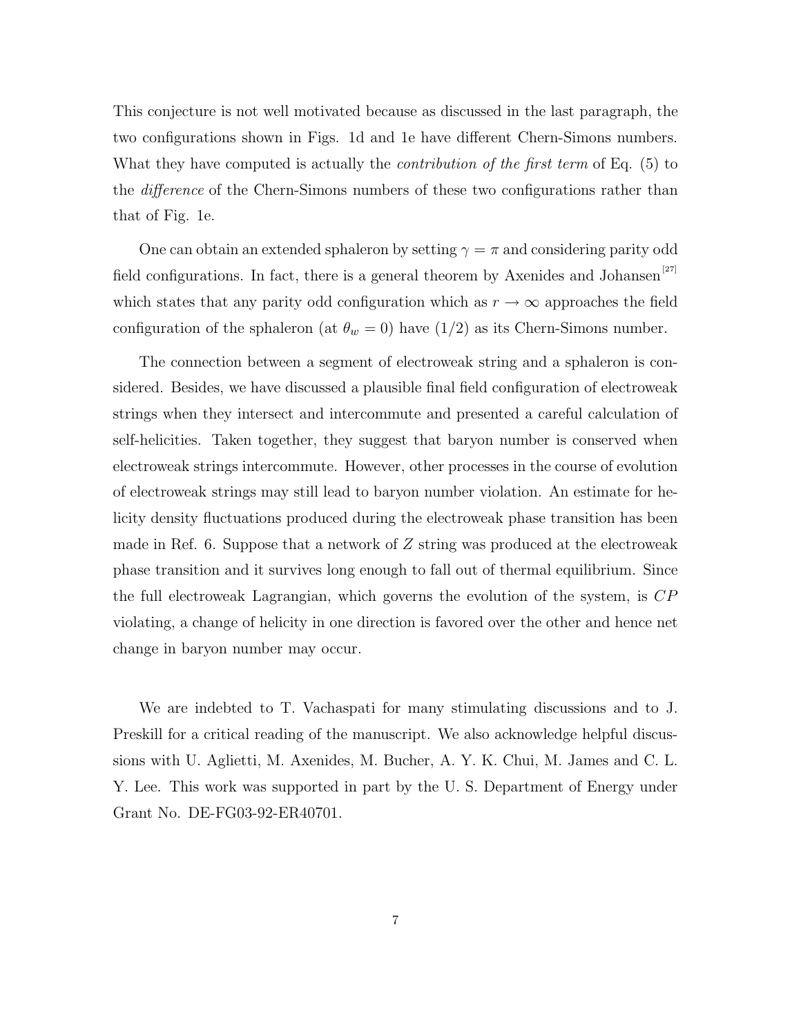This conjecture is not well motivated because as discussed in the last paragraph, the two configurations shown in Figs. 1d and 1e have different Chern-Simons numbers. What they have computed is actually the *contribution of the first term* of Eq. (5) to the *difference* of the Chern-Simons numbers of these two configurations rather than that of Fig. 1e.

One can obtain an extended sphaleron by setting $\gamma = \pi$ and considering parity odd field configurations. In fact, there is a general theorem by Axenides and Johansen[27] which states that any parity odd configuration which as $r \to \infty$ approaches the field configuration of the sphaleron (at $\theta_w = 0$) have $(1/2)$ as its Chern-Simons number.

The connection between a segment of electroweak string and a sphaleron is considered. Besides, we have discussed a plausible final field configuration of electroweak strings when they intersect and intercommute and presented a careful calculation of self-helicities. Taken together, they suggest that baryon number is conserved when electroweak strings intercommute. However, other processes in the course of evolution of electroweak strings may still lead to baryon number violation. An estimate for helicity density fluctuations produced during the electroweak phase transition has been made in Ref. 6. Suppose that a network of $Z$ string was produced at the electroweak phase transition and it survives long enough to fall out of thermal equilibrium. Since the full electroweak Lagrangian, which governs the evolution of the system, is $CP$ violating, a change of helicity in one direction is favored over the other and hence net change in baryon number may occur.

We are indebted to T. Vachaspati for many stimulating discussions and to J. Preskill for a critical reading of the manuscript. We also acknowledge helpful discussions with U. Aglietti, M. Axenides, M. Bucher, A. Y. K. Chui, M. James and C. L. Y. Lee. This work was supported in part by the U. S. Department of Energy under Grant No. DE-FG03-92-ER40701.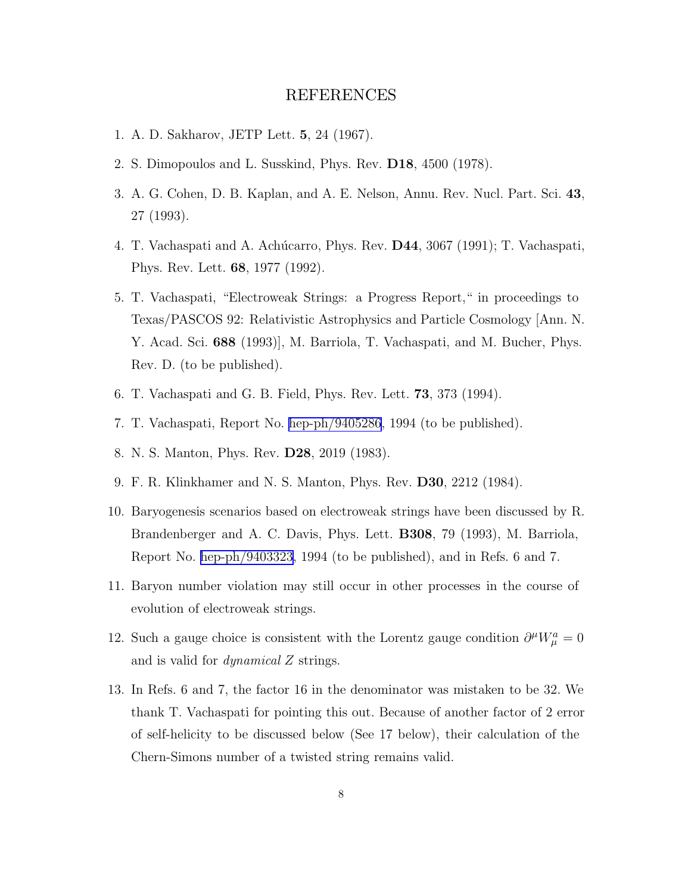## REFERENCES

1. A. D. Sakharov, JETP Lett. **5**, 24 (1967).
2. S. Dimopoulos and L. Susskind, Phys. Rev. **D18**, 4500 (1978).
3. A. G. Cohen, D. B. Kaplan, and A. E. Nelson, Annu. Rev. Nucl. Part. Sci. **43**, 27 (1993).
4. T. Vachaspati and A. Achúcarro, Phys. Rev. **D44**, 3067 (1991); T. Vachaspati, Phys. Rev. Lett. **68**, 1977 (1992).
5. T. Vachaspati, "Electroweak Strings: a Progress Report," in proceedings to Texas/PASCOS 92: Relativistic Astrophysics and Particle Cosmology [Ann. N. Y. Acad. Sci. **688** (1993)], M. Barriola, T. Vachaspati, and M. Bucher, Phys. Rev. D. (to be published).
6. T. Vachaspati and G. B. Field, Phys. Rev. Lett. **73**, 373 (1994).
7. T. Vachaspati, Report No. hep-ph/9405286, 1994 (to be published).
8. N. S. Manton, Phys. Rev. **D28**, 2019 (1983).
9. F. R. Klinkhamer and N. S. Manton, Phys. Rev. **D30**, 2212 (1984).
10. Baryogenesis scenarios based on electroweak strings have been discussed by R. Brandenberger and A. C. Davis, Phys. Lett. **B308**, 79 (1993), M. Barriola, Report No. hep-ph/9403323, 1994 (to be published), and in Refs. 6 and 7.
11. Baryon number violation may still occur in other processes in the course of evolution of electroweak strings.
12. Such a gauge choice is consistent with the Lorentz gauge condition $\partial^\mu W^a_\mu = 0$ and is valid for *dynamical* $Z$ strings.
13. In Refs. 6 and 7, the factor 16 in the denominator was mistaken to be 32. We thank T. Vachaspati for pointing this out. Because of another factor of 2 error of self-helicity to be discussed below (See 17 below), their calculation of the Chern-Simons number of a twisted string remains valid.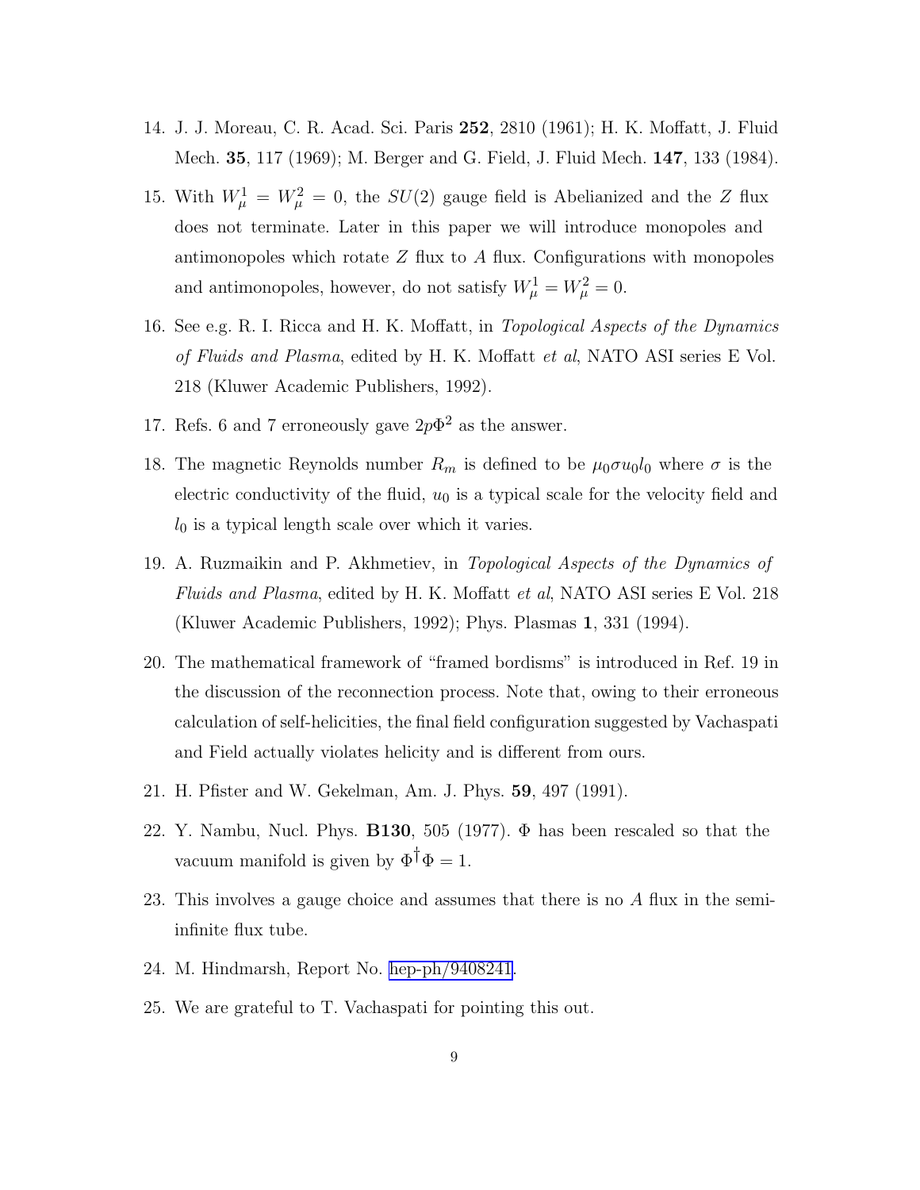14. J. J. Moreau, C. R. Acad. Sci. Paris **252**, 2810 (1961); H. K. Moffatt, J. Fluid Mech. **35**, 117 (1969); M. Berger and G. Field, J. Fluid Mech. **147**, 133 (1984).

15. With $W^1_\mu = W^2_\mu = 0$, the $SU(2)$ gauge field is Abelianized and the $Z$ flux does not terminate. Later in this paper we will introduce monopoles and antimonopoles which rotate $Z$ flux to $A$ flux. Configurations with monopoles and antimonopoles, however, do not satisfy $W^1_\mu = W^2_\mu = 0$.

16. See e.g. R. I. Ricca and H. K. Moffatt, in *Topological Aspects of the Dynamics of Fluids and Plasma*, edited by H. K. Moffatt *et al*, NATO ASI series E Vol. 218 (Kluwer Academic Publishers, 1992).

17. Refs. 6 and 7 erroneously gave $2p\Phi^2$ as the answer.

18. The magnetic Reynolds number $R_m$ is defined to be $\mu_0 \sigma u_0 l_0$ where $\sigma$ is the electric conductivity of the fluid, $u_0$ is a typical scale for the velocity field and $l_0$ is a typical length scale over which it varies.

19. A. Ruzmaikin and P. Akhmetiev, in *Topological Aspects of the Dynamics of Fluids and Plasma*, edited by H. K. Moffatt *et al*, NATO ASI series E Vol. 218 (Kluwer Academic Publishers, 1992); Phys. Plasmas **1**, 331 (1994).

20. The mathematical framework of "framed bordisms" is introduced in Ref. 19 in the discussion of the reconnection process. Note that, owing to their erroneous calculation of self-helicities, the final field configuration suggested by Vachaspati and Field actually violates helicity and is different from ours.

21. H. Pfister and W. Gekelman, Am. J. Phys. **59**, 497 (1991).

22. Y. Nambu, Nucl. Phys. **B130**, 505 (1977). $\Phi$ has been rescaled so that the vacuum manifold is given by $\Phi^\dagger \Phi = 1$.

23. This involves a gauge choice and assumes that there is no $A$ flux in the semi-infinite flux tube.

24. M. Hindmarsh, Report No. hep-ph/9408241.

25. We are grateful to T. Vachaspati for pointing this out.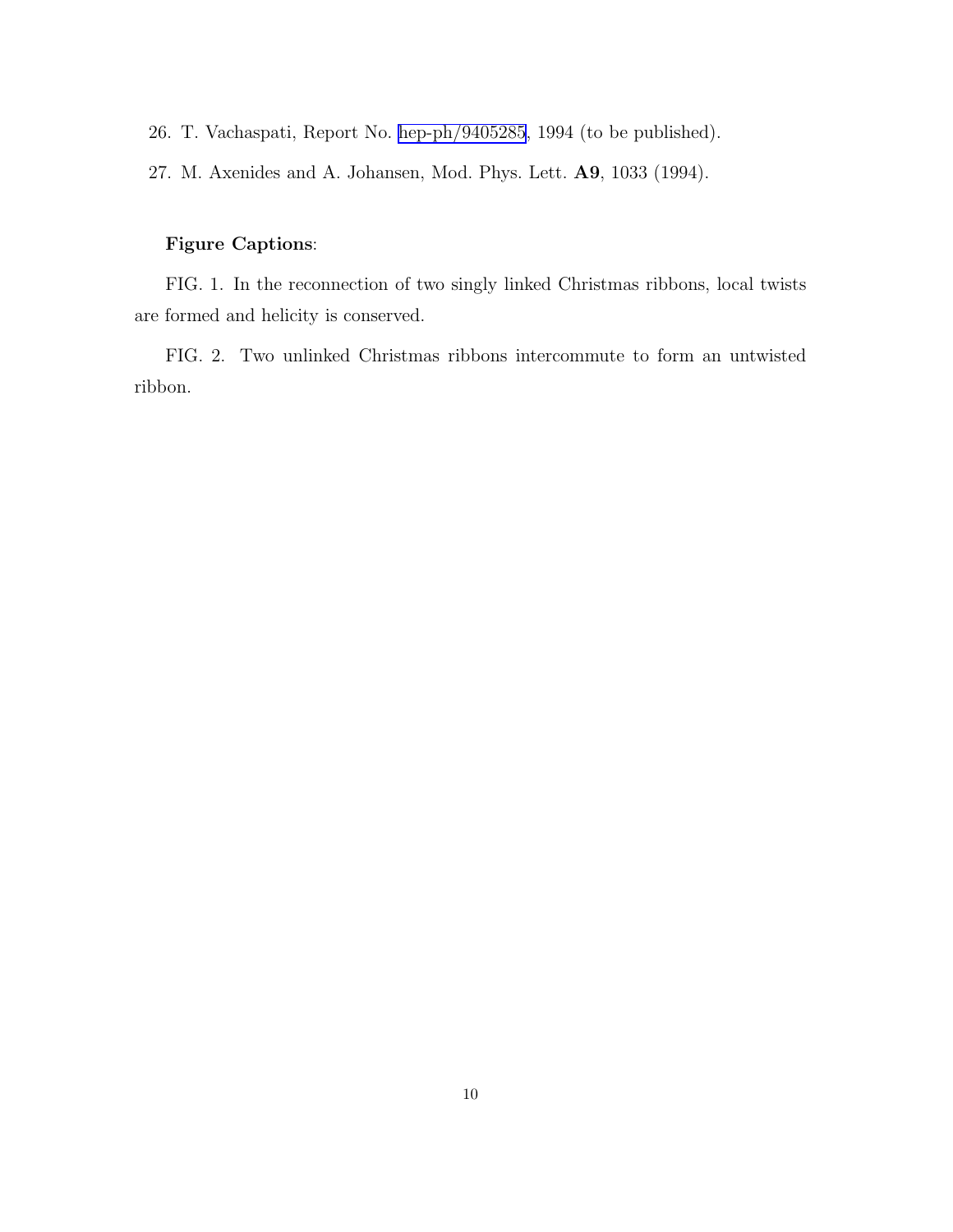26. T. Vachaspati, Report No. hep-ph/9405285, 1994 (to be published).

27. M. Axenides and A. Johansen, Mod. Phys. Lett. **A9**, 1033 (1994).

**Figure Captions**:

FIG. 1. In the reconnection of two singly linked Christmas ribbons, local twists are formed and helicity is conserved.

FIG. 2. Two unlinked Christmas ribbons intercommute to form an untwisted ribbon.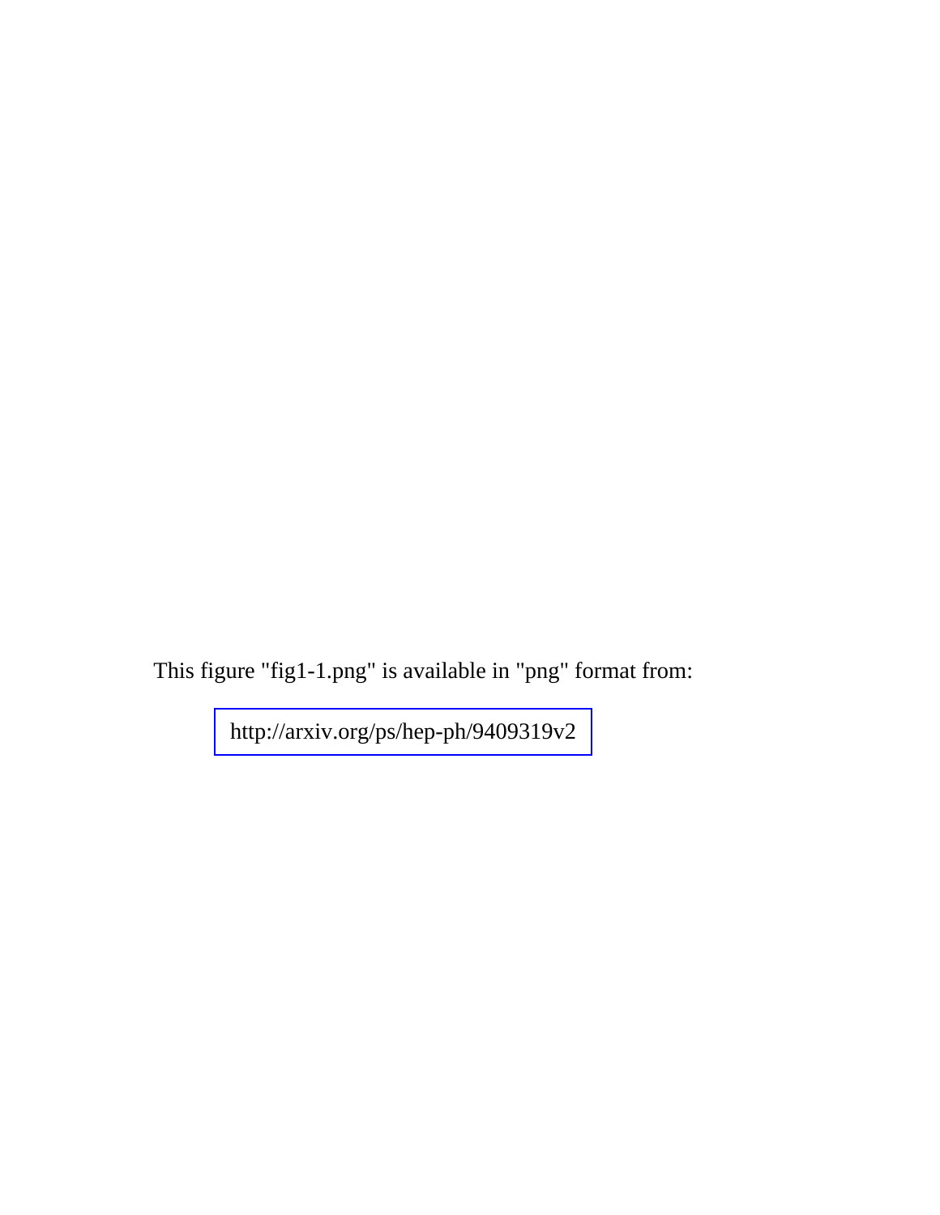This figure "fig1-1.png" is available in "png" format from:

http://arxiv.org/ps/hep-ph/9409319v2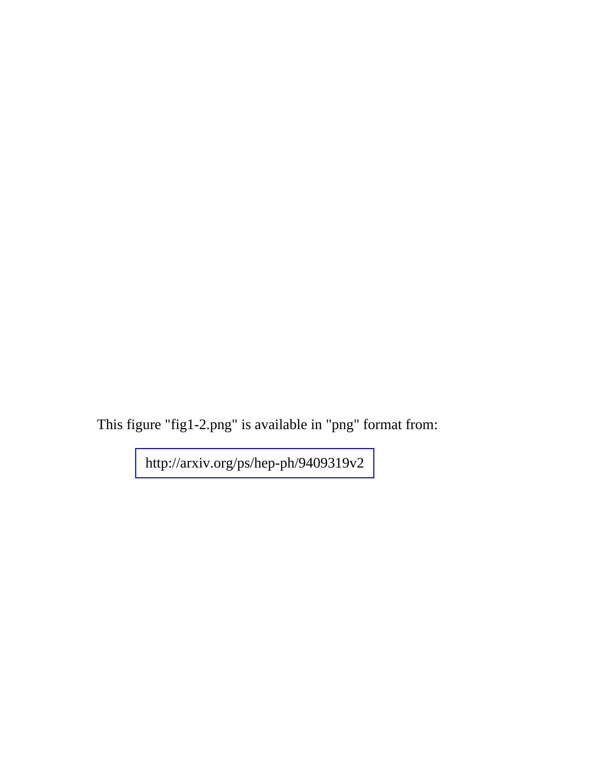This figure "fig1-2.png" is available in "png" format from:

http://arxiv.org/ps/hep-ph/9409319v2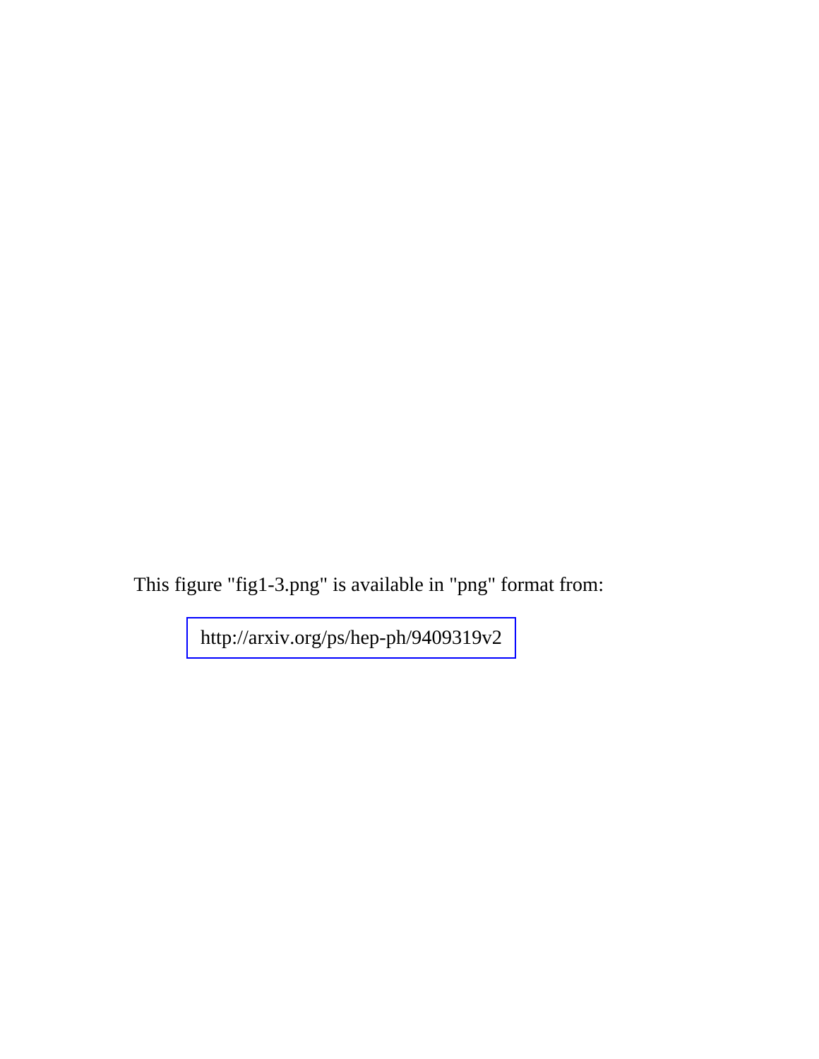This figure "fig1-3.png" is available in "png" format from:

http://arxiv.org/ps/hep-ph/9409319v2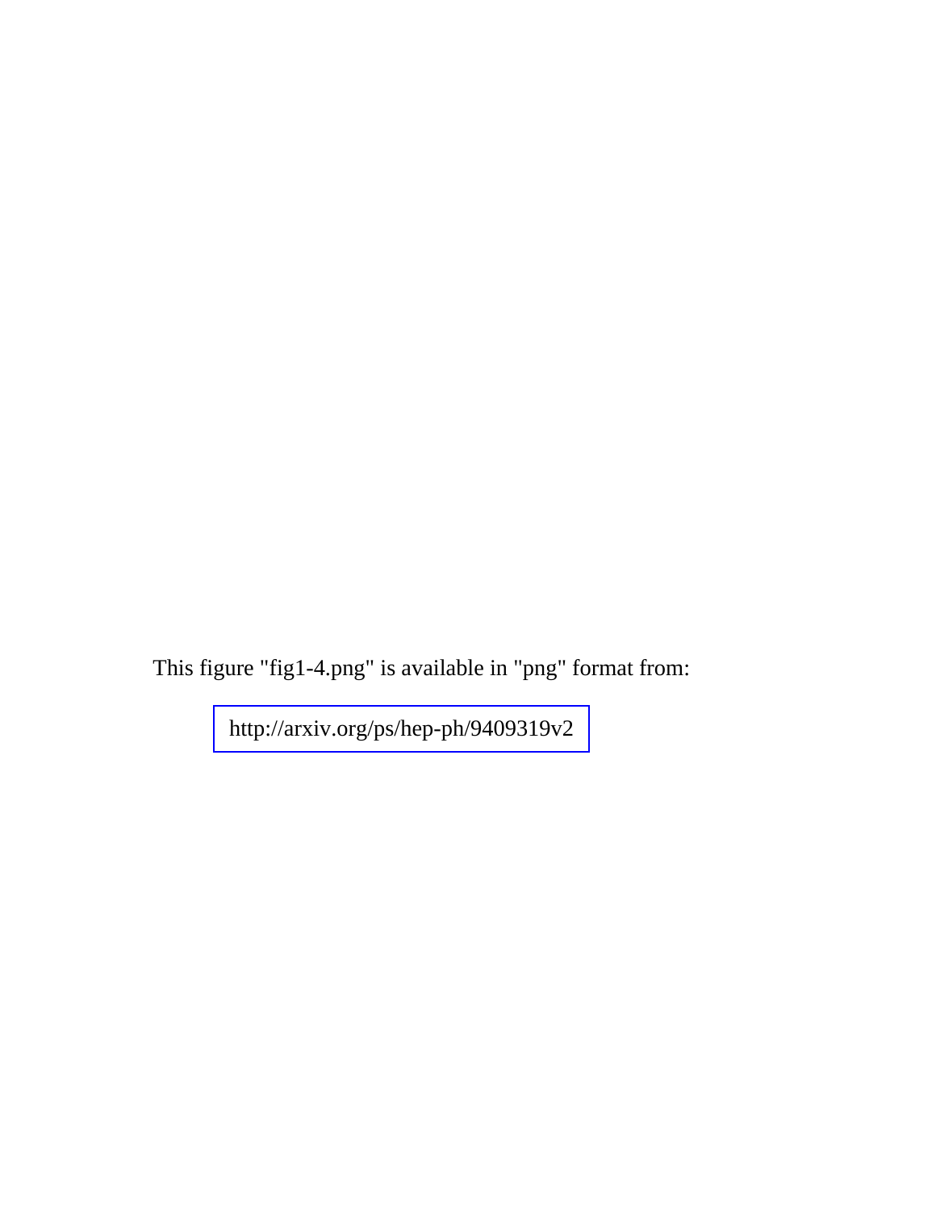This figure "fig1-4.png" is available in "png" format from:

http://arxiv.org/ps/hep-ph/9409319v2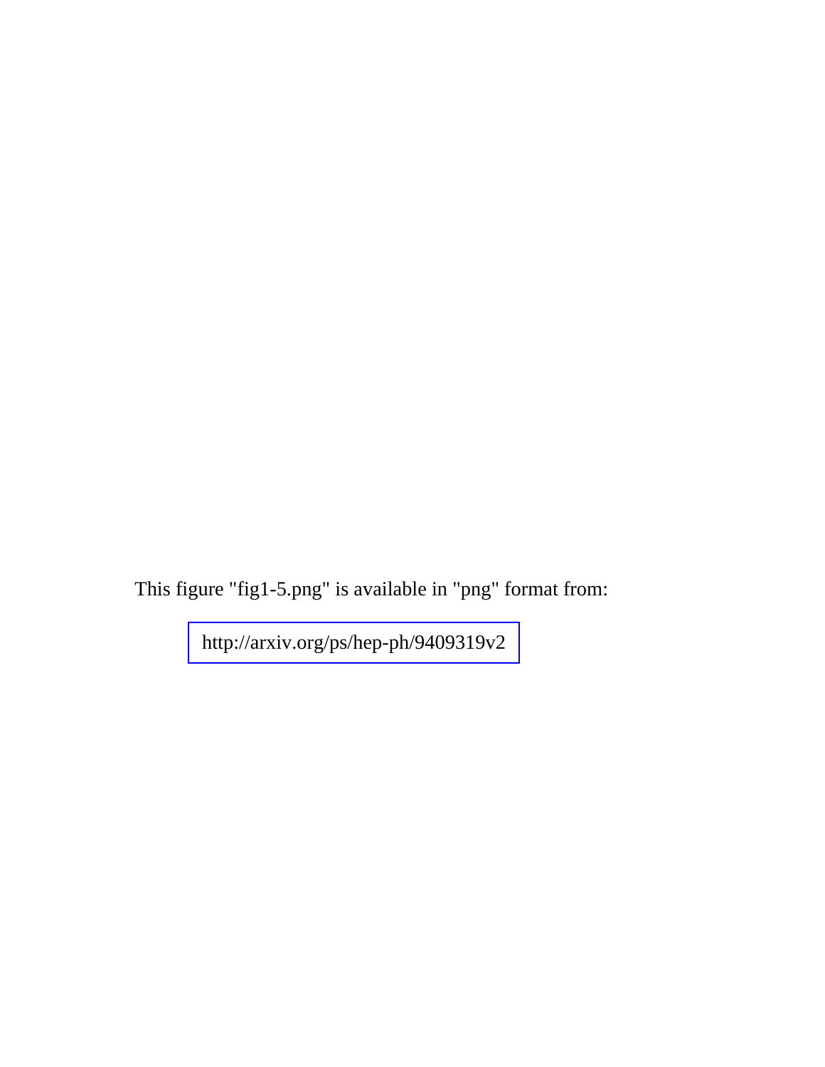This figure "fig1-5.png" is available in "png" format from:

http://arxiv.org/ps/hep-ph/9409319v2